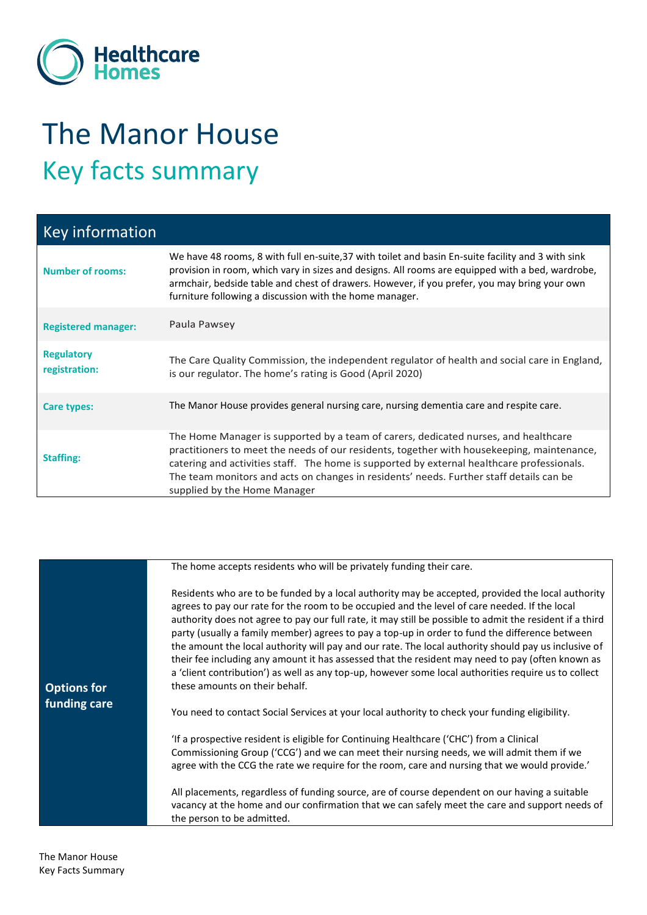Healthcare Homes

# The Manor House

## Key facts summary

| Key information | |
|---|---|
| **Number of rooms:** | We have 48 rooms, 8 with full en-suite,37 with toilet and basin En-suite facility and 3 with sink provision in room, which vary in sizes and designs. All rooms are equipped with a bed, wardrobe, armchair, bedside table and chest of drawers. However, if you prefer, you may bring your own furniture following a discussion with the home manager. |
| **Registered manager:** | Paula Pawsey |
| **Regulatory registration:** | The Care Quality Commission, the independent regulator of health and social care in England, is our regulator. The home's rating is Good (April 2020) |
| **Care types:** | The Manor House provides general nursing care, nursing dementia care and respite care. |
| **Staffing:** | The Home Manager is supported by a team of carers, dedicated nurses, and healthcare practitioners to meet the needs of our residents, together with housekeeping, maintenance, catering and activities staff. The home is supported by external healthcare professionals. The team monitors and acts on changes in residents' needs. Further staff details can be supplied by the Home Manager |

| | |
|---|---|
| **Options for funding care** | The home accepts residents who will be privately funding their care.<br><br>Residents who are to be funded by a local authority may be accepted, provided the local authority agrees to pay our rate for the room to be occupied and the level of care needed. If the local authority does not agree to pay our full rate, it may still be possible to admit the resident if a third party (usually a family member) agrees to pay a top-up in order to fund the difference between the amount the local authority will pay and our rate. The local authority should pay us inclusive of their fee including any amount it has assessed that the resident may need to pay (often known as a 'client contribution') as well as any top-up, however some local authorities require us to collect these amounts on their behalf.<br><br>You need to contact Social Services at your local authority to check your funding eligibility.<br><br>'If a prospective resident is eligible for Continuing Healthcare ('CHC') from a Clinical Commissioning Group ('CCG') and we can meet their nursing needs, we will admit them if we agree with the CCG the rate we require for the room, care and nursing that we would provide.'<br><br>All placements, regardless of funding source, are of course dependent on our having a suitable vacancy at the home and our confirmation that we can safely meet the care and support needs of the person to be admitted. |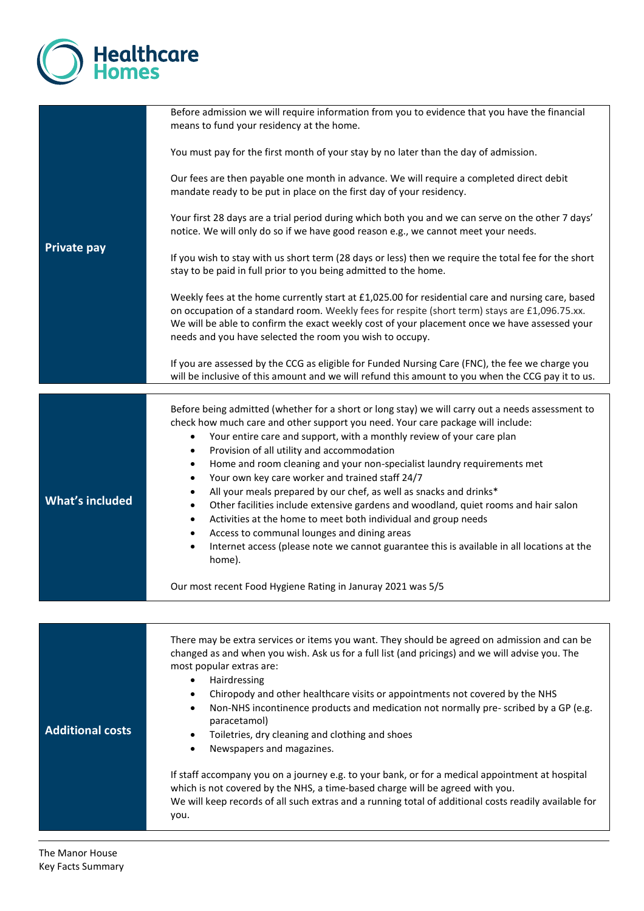| | |
|---|---|
| **Private pay** | Before admission we will require information from you to evidence that you have the financial means to fund your residency at the home.<br><br>You must pay for the first month of your stay by no later than the day of admission.<br><br>Our fees are then payable one month in advance. We will require a completed direct debit mandate ready to be put in place on the first day of your residency.<br><br>Your first 28 days are a trial period during which both you and we can serve on the other 7 days' notice. We will only do so if we have good reason e.g., we cannot meet your needs.<br><br>If you wish to stay with us short term (28 days or less) then we require the total fee for the short stay to be paid in full prior to you being admitted to the home.<br><br>Weekly fees at the home currently start at £1,025.00 for residential care and nursing care, based on occupation of a standard room. Weekly fees for respite (short term) stays are £1,096.75.xx. We will be able to confirm the exact weekly cost of your placement once we have assessed your needs and you have selected the room you wish to occupy.<br><br>If you are assessed by the CCG as eligible for Funded Nursing Care (FNC), the fee we charge you will be inclusive of this amount and we will refund this amount to you when the CCG pay it to us. |

| | |
|---|---|
| **What's included** | Before being admitted (whether for a short or long stay) we will carry out a needs assessment to check how much care and other support you need. Your care package will include:<br>• Your entire care and support, with a monthly review of your care plan<br>• Provision of all utility and accommodation<br>• Home and room cleaning and your non-specialist laundry requirements met<br>• Your own key care worker and trained staff 24/7<br>• All your meals prepared by our chef, as well as snacks and drinks*<br>• Other facilities include extensive gardens and woodland, quiet rooms and hair salon<br>• Activities at the home to meet both individual and group needs<br>• Access to communal lounges and dining areas<br>• Internet access (please note we cannot guarantee this is available in all locations at the home).<br><br>Our most recent Food Hygiene Rating in Januray 2021 was 5/5 |

| | |
|---|---|
| **Additional costs** | There may be extra services or items you want. They should be agreed on admission and can be changed as and when you wish. Ask us for a full list (and pricings) and we will advise you. The most popular extras are:<br>• Hairdressing<br>• Chiropody and other healthcare visits or appointments not covered by the NHS<br>• Non-NHS incontinence products and medication not normally pre- scribed by a GP (e.g. paracetamol)<br>• Toiletries, dry cleaning and clothing and shoes<br>• Newspapers and magazines.<br><br>If staff accompany you on a journey e.g. to your bank, or for a medical appointment at hospital which is not covered by the NHS, a time-based charge will be agreed with you.<br>We will keep records of all such extras and a running total of additional costs readily available for you. |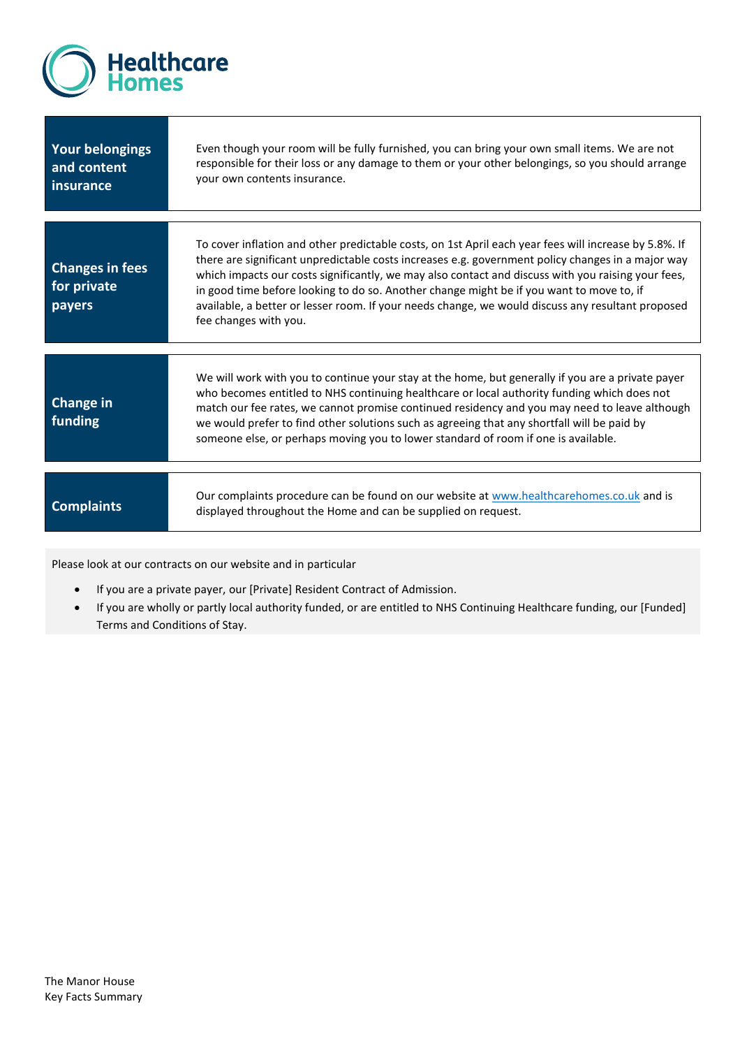| | |
|---|---|
| **Your belongings and content insurance** | Even though your room will be fully furnished, you can bring your own small items. We are not responsible for their loss or any damage to them or your other belongings, so you should arrange your own contents insurance. |
| **Changes in fees for private payers** | To cover inflation and other predictable costs, on 1st April each year fees will increase by 5.8%. If there are significant unpredictable costs increases e.g. government policy changes in a major way which impacts our costs significantly, we may also contact and discuss with you raising your fees, in good time before looking to do so. Another change might be if you want to move to, if available, a better or lesser room. If your needs change, we would discuss any resultant proposed fee changes with you. |
| **Change in funding** | We will work with you to continue your stay at the home, but generally if you are a private payer who becomes entitled to NHS continuing healthcare or local authority funding which does not match our fee rates, we cannot promise continued residency and you may need to leave although we would prefer to find other solutions such as agreeing that any shortfall will be paid by someone else, or perhaps moving you to lower standard of room if one is available. |
| **Complaints** | Our complaints procedure can be found on our website at [www.healthcarehomes.co.uk](http://www.healthcarehomes.co.uk) and is displayed throughout the Home and can be supplied on request. |

Please look at our contracts on our website and in particular

- If you are a private payer, our [Private] Resident Contract of Admission.
- If you are wholly or partly local authority funded, or are entitled to NHS Continuing Healthcare funding, our [Funded] Terms and Conditions of Stay.